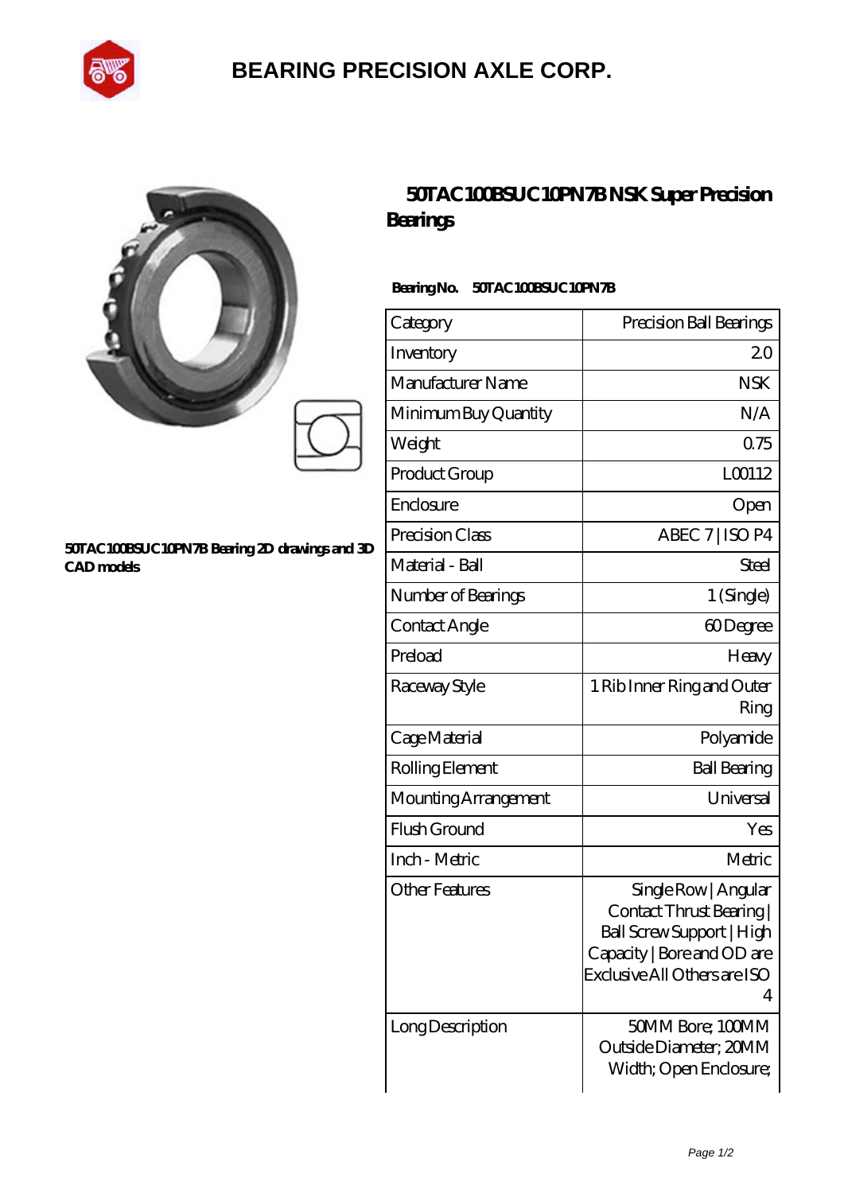# BEARING PRECISION AXLE CORP.

## 50TAC100BSUC10PN7B NSK Super Precision Bearings

50TAC100BSUC10PN7B Bearing 2D drawings and 3D CAD models

**Bearing No.** 50TAC100BSUC10PN7B

| Category | Precision Ball Bearings |
|---|---|
| Inventory | 2.0 |
| Manufacturer Name | NSK |
| Minimum Buy Quantity | N/A |
| Weight | 0.75 |
| Product Group | L00112 |
| Enclosure | Open |
| Precision Class | ABEC 7 \| ISO P4 |
| Material - Ball | Steel |
| Number of Bearings | 1 (Single) |
| Contact Angle | 60 Degree |
| Preload | Heavy |
| Raceway Style | 1 Rib Inner Ring and Outer Ring |
| Cage Material | Polyamide |
| Rolling Element | Ball Bearing |
| Mounting Arrangement | Universal |
| Flush Ground | Yes |
| Inch - Metric | Metric |
| Other Features | Single Row \| Angular Contact Thrust Bearing \| Ball Screw Support \| High Capacity \| Bore and OD are Exclusive All Others are ISO 4 |
| Long Description | 50MM Bore; 100MM Outside Diameter; 20MM Width; Open Enclosure; |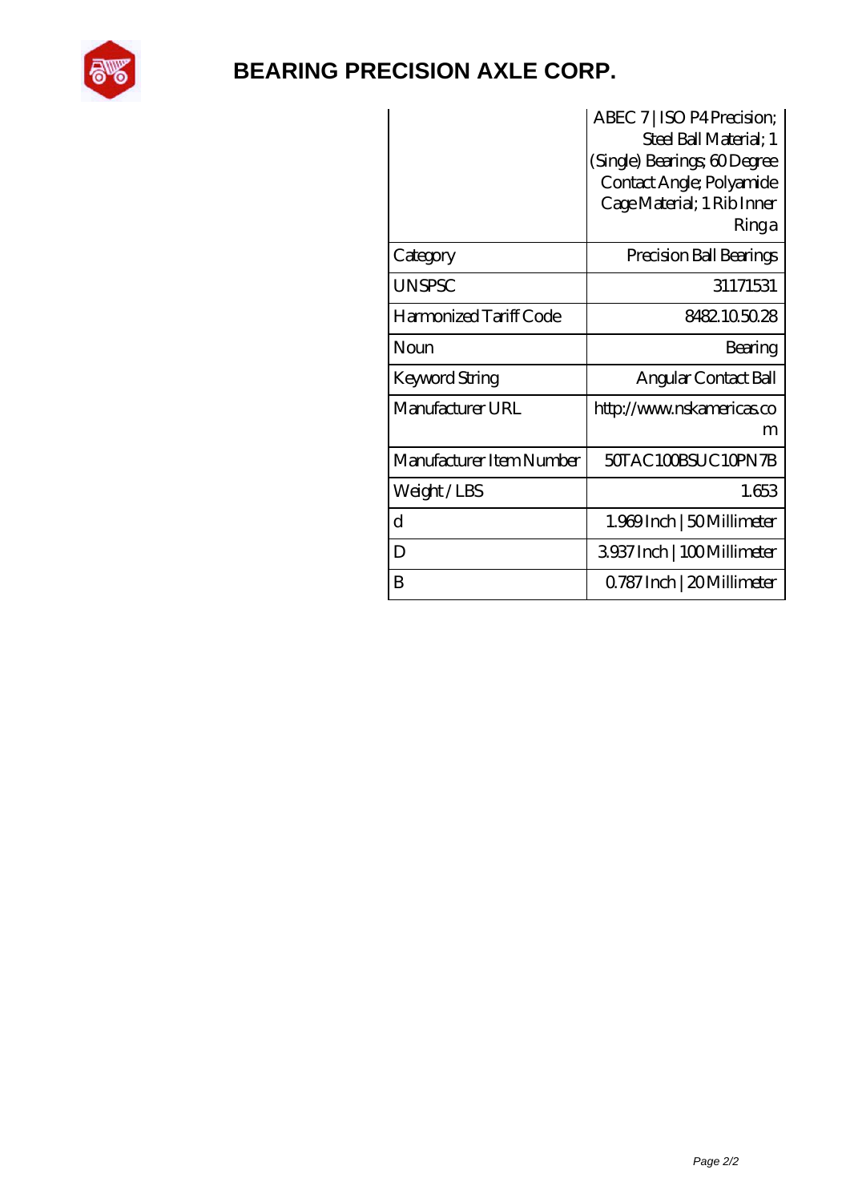| | |
|---|---|
| | ABEC 7 \| ISO P4 Precision; Steel Ball Material; 1 (Single) Bearings; 60 Degree Contact Angle; Polyamide Cage Material; 1 Rib Inner Ring a |
| Category | Precision Ball Bearings |
| UNSPSC | 31171531 |
| Harmonized Tariff Code | 8482.10.50.28 |
| Noun | Bearing |
| Keyword String | Angular Contact Ball |
| Manufacturer URL | http://www.nskamericas.com |
| Manufacturer Item Number | 50TAC100BSUC10PN7B |
| Weight / LBS | 1.653 |
| d | 1.969 Inch \| 50 Millimeter |
| D | 3.937 Inch \| 100 Millimeter |
| B | 0.787 Inch \| 20 Millimeter |